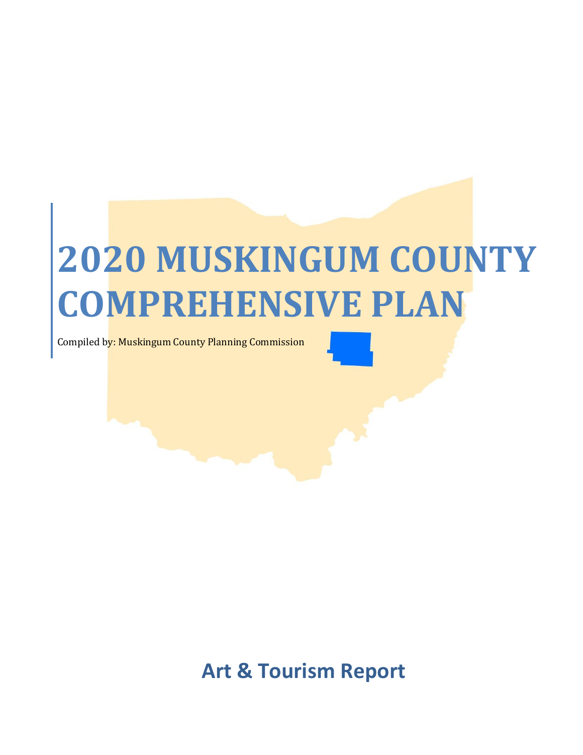# 2020 MUSKINGUM COUNTY COMPREHENSIVE PLAN

Compiled by: Muskingum County Planning Commission

## Art & Tourism Report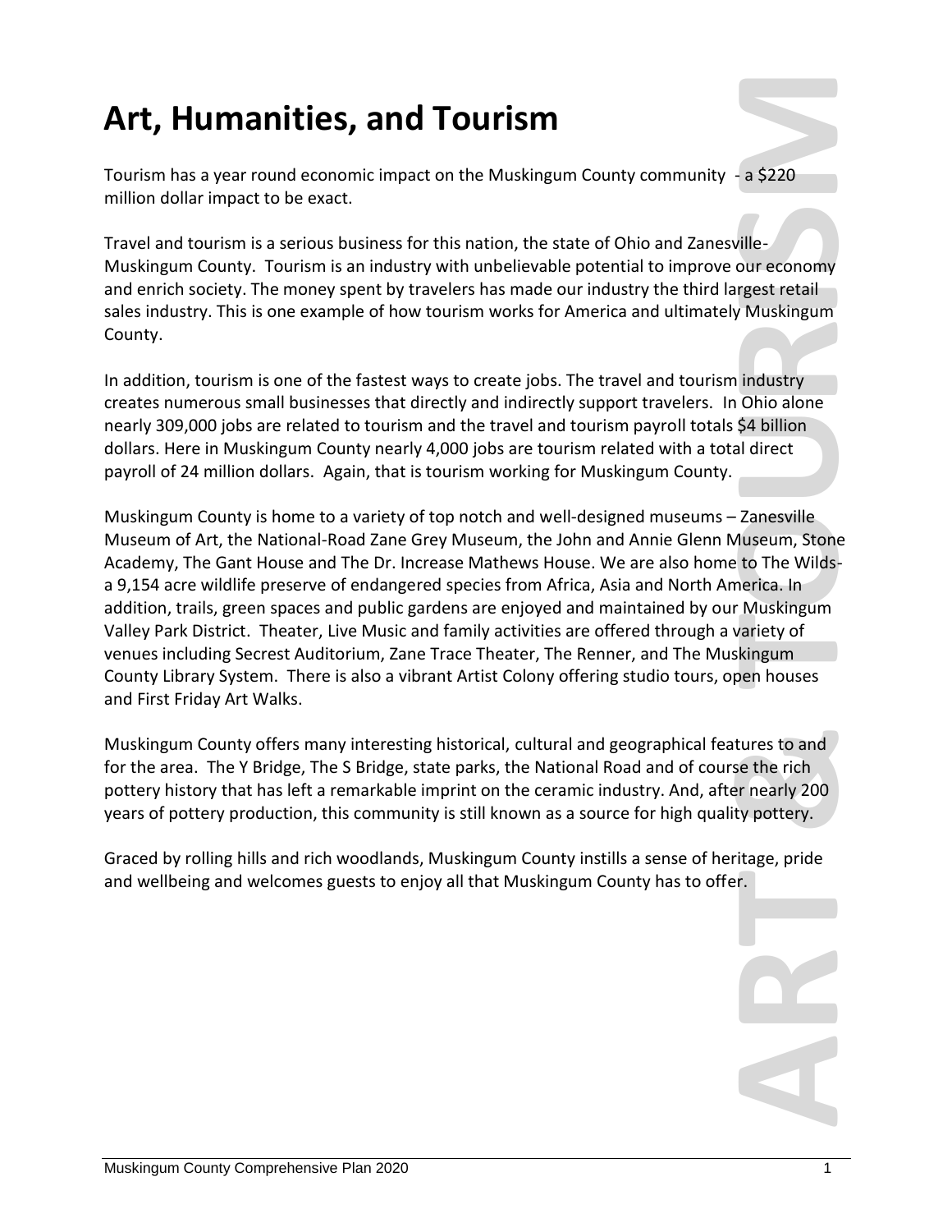# Art, Humanities, and Tourism

Tourism has a year round economic impact on the Muskingum County community - a $220 million dollar impact to be exact.

Travel and tourism is a serious business for this nation, the state of Ohio and Zanesville-Muskingum County. Tourism is an industry with unbelievable potential to improve our economy and enrich society. The money spent by travelers has made our industry the third largest retail sales industry. This is one example of how tourism works for America and ultimately Muskingum County.

In addition, tourism is one of the fastest ways to create jobs. The travel and tourism industry creates numerous small businesses that directly and indirectly support travelers. In Ohio alone nearly 309,000 jobs are related to tourism and the travel and tourism payroll totals $4 billion dollars. Here in Muskingum County nearly 4,000 jobs are tourism related with a total direct payroll of 24 million dollars. Again, that is tourism working for Muskingum County.

Muskingum County is home to a variety of top notch and well-designed museums – Zanesville Museum of Art, the National-Road Zane Grey Museum, the John and Annie Glenn Museum, Stone Academy, The Gant House and The Dr. Increase Mathews House. We are also home to The Wilds- a 9,154 acre wildlife preserve of endangered species from Africa, Asia and North America. In addition, trails, green spaces and public gardens are enjoyed and maintained by our Muskingum Valley Park District. Theater, Live Music and family activities are offered through a variety of venues including Secrest Auditorium, Zane Trace Theater, The Renner, and The Muskingum County Library System. There is also a vibrant Artist Colony offering studio tours, open houses and First Friday Art Walks.

Muskingum County offers many interesting historical, cultural and geographical features to and for the area. The Y Bridge, The S Bridge, state parks, the National Road and of course the rich pottery history that has left a remarkable imprint on the ceramic industry. And, after nearly 200 years of pottery production, this community is still known as a source for high quality pottery.

Graced by rolling hills and rich woodlands, Muskingum County instills a sense of heritage, pride and wellbeing and welcomes guests to enjoy all that Muskingum County has to offer.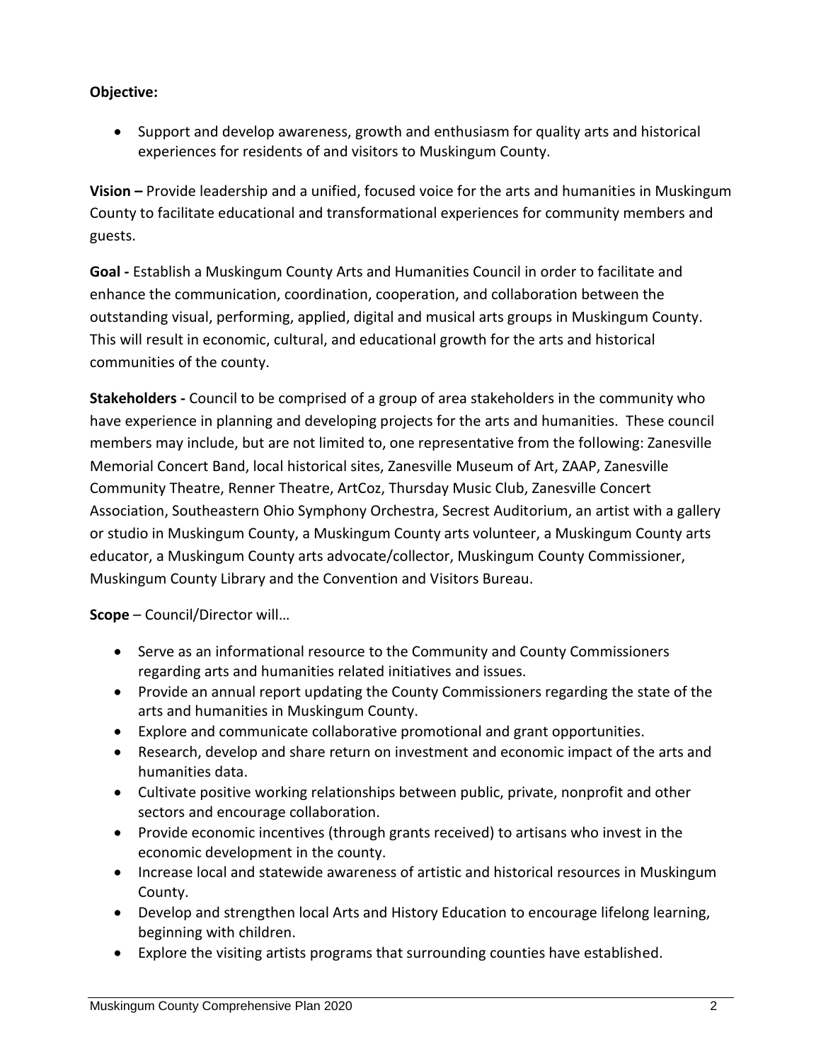**Objective:**

- Support and develop awareness, growth and enthusiasm for quality arts and historical experiences for residents of and visitors to Muskingum County.

**Vision –** Provide leadership and a unified, focused voice for the arts and humanities in Muskingum County to facilitate educational and transformational experiences for community members and guests.

**Goal -** Establish a Muskingum County Arts and Humanities Council in order to facilitate and enhance the communication, coordination, cooperation, and collaboration between the outstanding visual, performing, applied, digital and musical arts groups in Muskingum County. This will result in economic, cultural, and educational growth for the arts and historical communities of the county.

**Stakeholders -** Council to be comprised of a group of area stakeholders in the community who have experience in planning and developing projects for the arts and humanities. These council members may include, but are not limited to, one representative from the following: Zanesville Memorial Concert Band, local historical sites, Zanesville Museum of Art, ZAAP, Zanesville Community Theatre, Renner Theatre, ArtCoz, Thursday Music Club, Zanesville Concert Association, Southeastern Ohio Symphony Orchestra, Secrest Auditorium, an artist with a gallery or studio in Muskingum County, a Muskingum County arts volunteer, a Muskingum County arts educator, a Muskingum County arts advocate/collector, Muskingum County Commissioner, Muskingum County Library and the Convention and Visitors Bureau.

**Scope** – Council/Director will…

- Serve as an informational resource to the Community and County Commissioners regarding arts and humanities related initiatives and issues.
- Provide an annual report updating the County Commissioners regarding the state of the arts and humanities in Muskingum County.
- Explore and communicate collaborative promotional and grant opportunities.
- Research, develop and share return on investment and economic impact of the arts and humanities data.
- Cultivate positive working relationships between public, private, nonprofit and other sectors and encourage collaboration.
- Provide economic incentives (through grants received) to artisans who invest in the economic development in the county.
- Increase local and statewide awareness of artistic and historical resources in Muskingum County.
- Develop and strengthen local Arts and History Education to encourage lifelong learning, beginning with children.
- Explore the visiting artists programs that surrounding counties have established.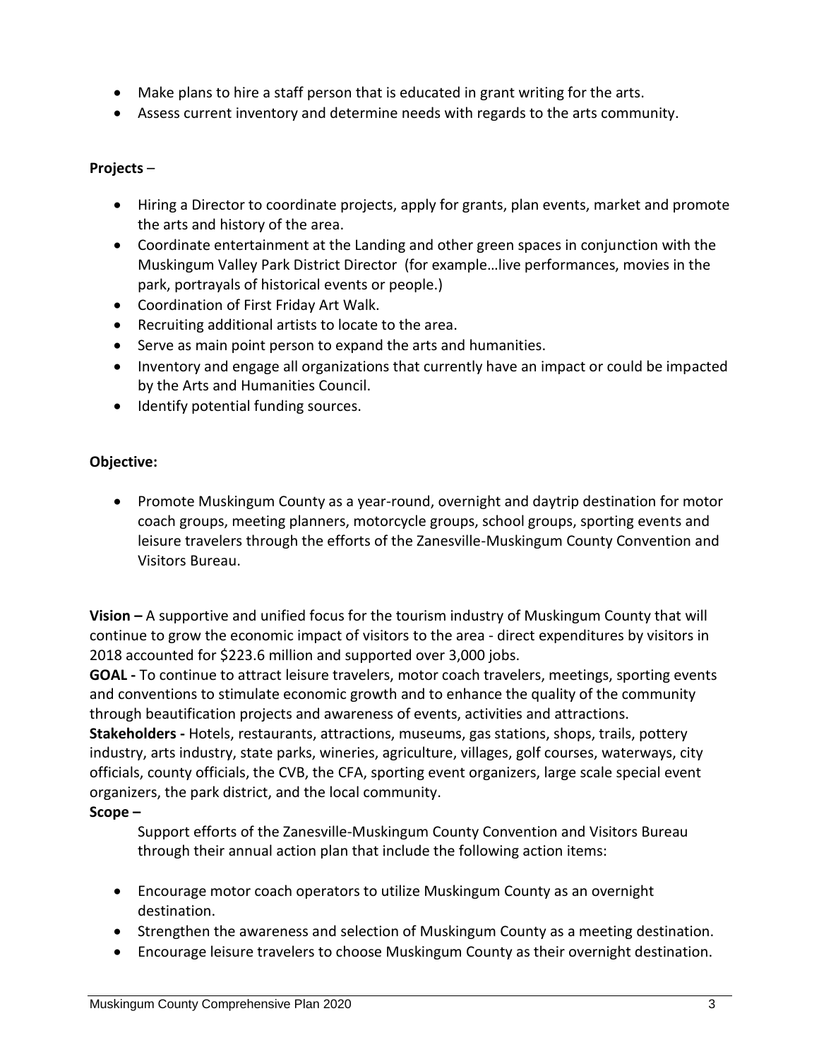- Make plans to hire a staff person that is educated in grant writing for the arts.
- Assess current inventory and determine needs with regards to the arts community.

**Projects** –

- Hiring a Director to coordinate projects, apply for grants, plan events, market and promote the arts and history of the area.
- Coordinate entertainment at the Landing and other green spaces in conjunction with the Muskingum Valley Park District Director (for example…live performances, movies in the park, portrayals of historical events or people.)
- Coordination of First Friday Art Walk.
- Recruiting additional artists to locate to the area.
- Serve as main point person to expand the arts and humanities.
- Inventory and engage all organizations that currently have an impact or could be impacted by the Arts and Humanities Council.
- Identify potential funding sources.

**Objective:**

- Promote Muskingum County as a year-round, overnight and daytrip destination for motor coach groups, meeting planners, motorcycle groups, school groups, sporting events and leisure travelers through the efforts of the Zanesville-Muskingum County Convention and Visitors Bureau.

**Vision –** A supportive and unified focus for the tourism industry of Muskingum County that will continue to grow the economic impact of visitors to the area - direct expenditures by visitors in 2018 accounted for $223.6 million and supported over 3,000 jobs.

**GOAL -** To continue to attract leisure travelers, motor coach travelers, meetings, sporting events and conventions to stimulate economic growth and to enhance the quality of the community through beautification projects and awareness of events, activities and attractions.

**Stakeholders -** Hotels, restaurants, attractions, museums, gas stations, shops, trails, pottery industry, arts industry, state parks, wineries, agriculture, villages, golf courses, waterways, city officials, county officials, the CVB, the CFA, sporting event organizers, large scale special event organizers, the park district, and the local community.

**Scope –**

Support efforts of the Zanesville-Muskingum County Convention and Visitors Bureau through their annual action plan that include the following action items:

- Encourage motor coach operators to utilize Muskingum County as an overnight destination.
- Strengthen the awareness and selection of Muskingum County as a meeting destination.
- Encourage leisure travelers to choose Muskingum County as their overnight destination.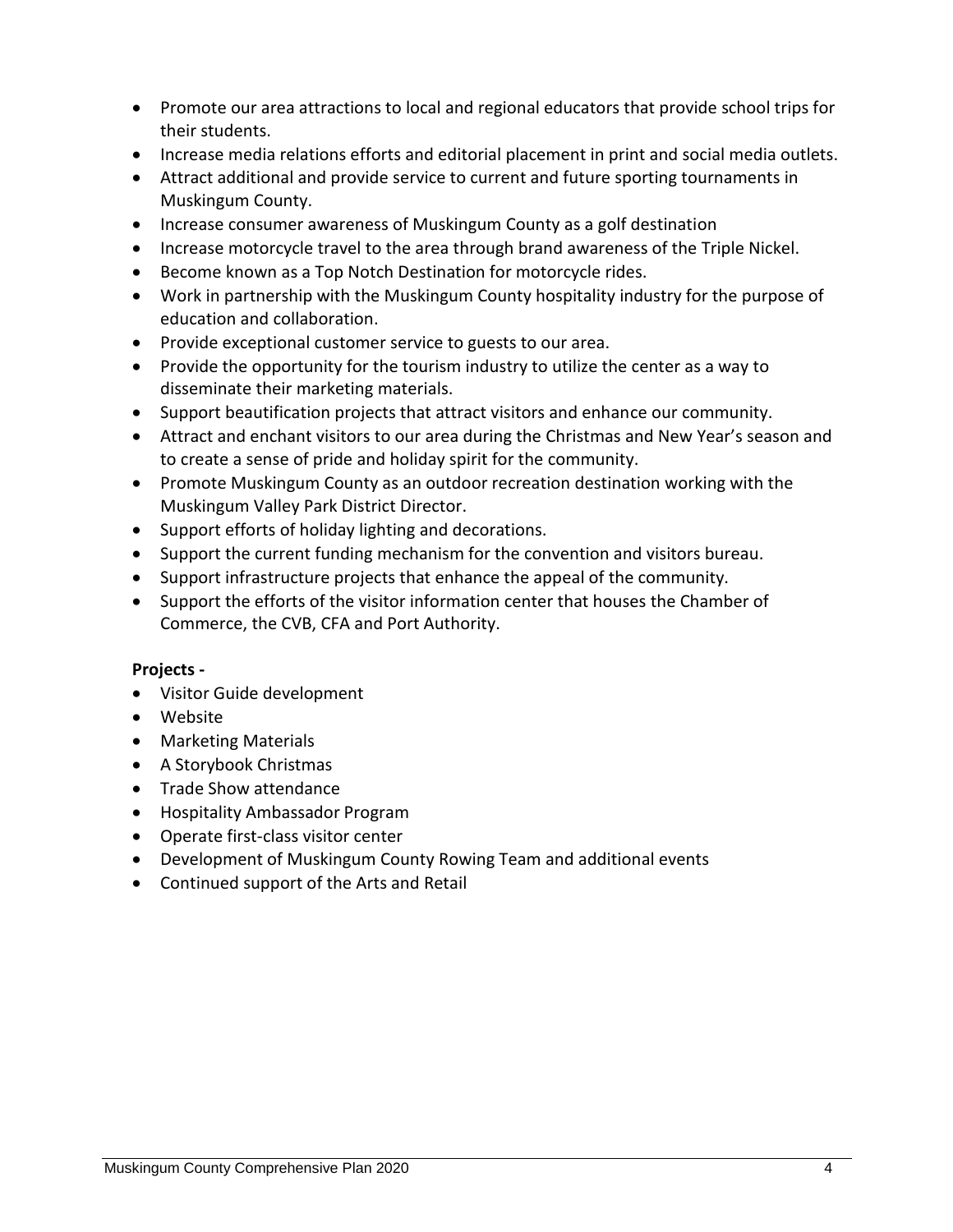- Promote our area attractions to local and regional educators that provide school trips for their students.
- Increase media relations efforts and editorial placement in print and social media outlets.
- Attract additional and provide service to current and future sporting tournaments in Muskingum County.
- Increase consumer awareness of Muskingum County as a golf destination
- Increase motorcycle travel to the area through brand awareness of the Triple Nickel.
- Become known as a Top Notch Destination for motorcycle rides.
- Work in partnership with the Muskingum County hospitality industry for the purpose of education and collaboration.
- Provide exceptional customer service to guests to our area.
- Provide the opportunity for the tourism industry to utilize the center as a way to disseminate their marketing materials.
- Support beautification projects that attract visitors and enhance our community.
- Attract and enchant visitors to our area during the Christmas and New Year's season and to create a sense of pride and holiday spirit for the community.
- Promote Muskingum County as an outdoor recreation destination working with the Muskingum Valley Park District Director.
- Support efforts of holiday lighting and decorations.
- Support the current funding mechanism for the convention and visitors bureau.
- Support infrastructure projects that enhance the appeal of the community.
- Support the efforts of the visitor information center that houses the Chamber of Commerce, the CVB, CFA and Port Authority.

**Projects -**

- Visitor Guide development
- Website
- Marketing Materials
- A Storybook Christmas
- Trade Show attendance
- Hospitality Ambassador Program
- Operate first-class visitor center
- Development of Muskingum County Rowing Team and additional events
- Continued support of the Arts and Retail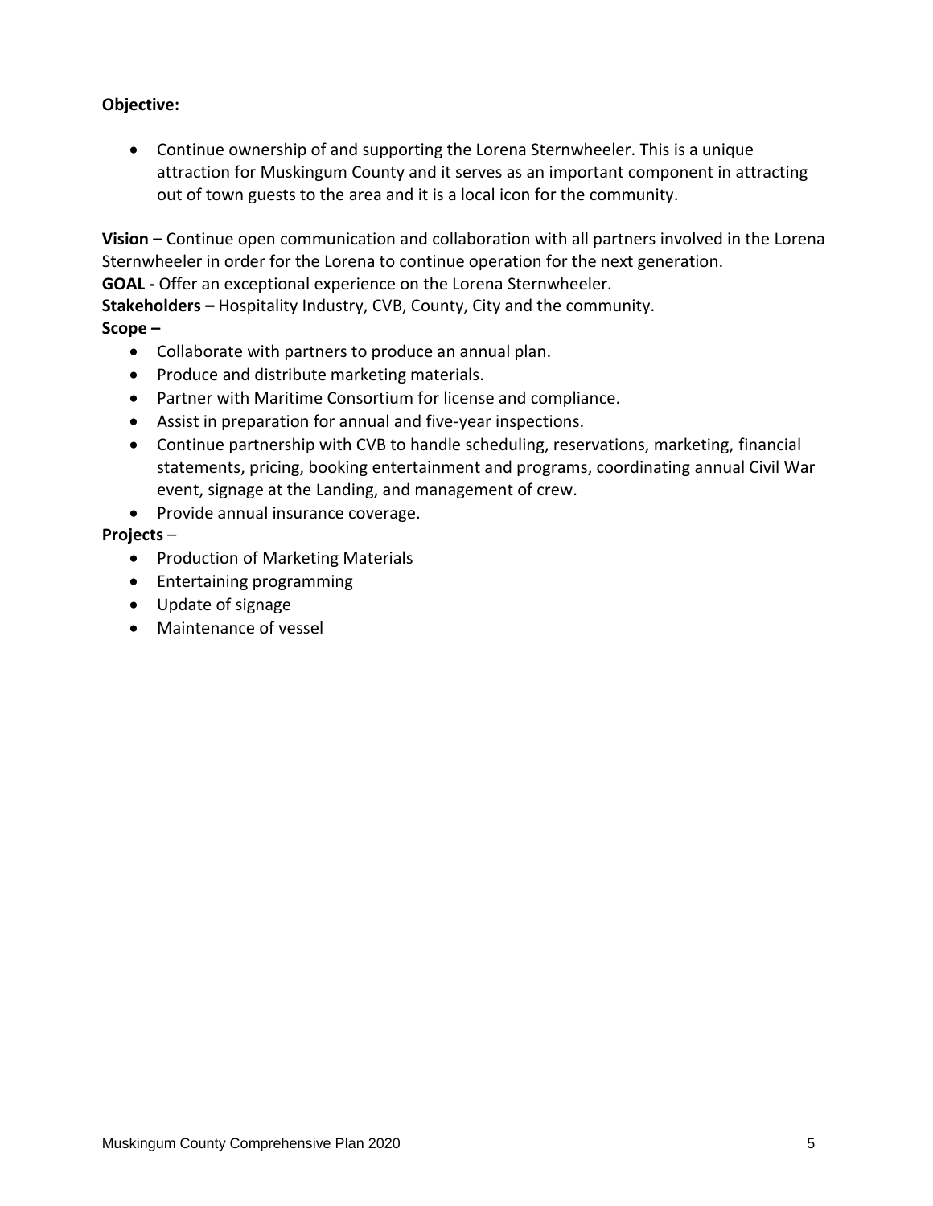**Objective:**

- Continue ownership of and supporting the Lorena Sternwheeler. This is a unique attraction for Muskingum County and it serves as an important component in attracting out of town guests to the area and it is a local icon for the community.

**Vision –** Continue open communication and collaboration with all partners involved in the Lorena Sternwheeler in order for the Lorena to continue operation for the next generation.

**GOAL -** Offer an exceptional experience on the Lorena Sternwheeler.

**Stakeholders –** Hospitality Industry, CVB, County, City and the community.

**Scope –**

- Collaborate with partners to produce an annual plan.
- Produce and distribute marketing materials.
- Partner with Maritime Consortium for license and compliance.
- Assist in preparation for annual and five-year inspections.
- Continue partnership with CVB to handle scheduling, reservations, marketing, financial statements, pricing, booking entertainment and programs, coordinating annual Civil War event, signage at the Landing, and management of crew.
- Provide annual insurance coverage.

**Projects** –

- Production of Marketing Materials
- Entertaining programming
- Update of signage
- Maintenance of vessel